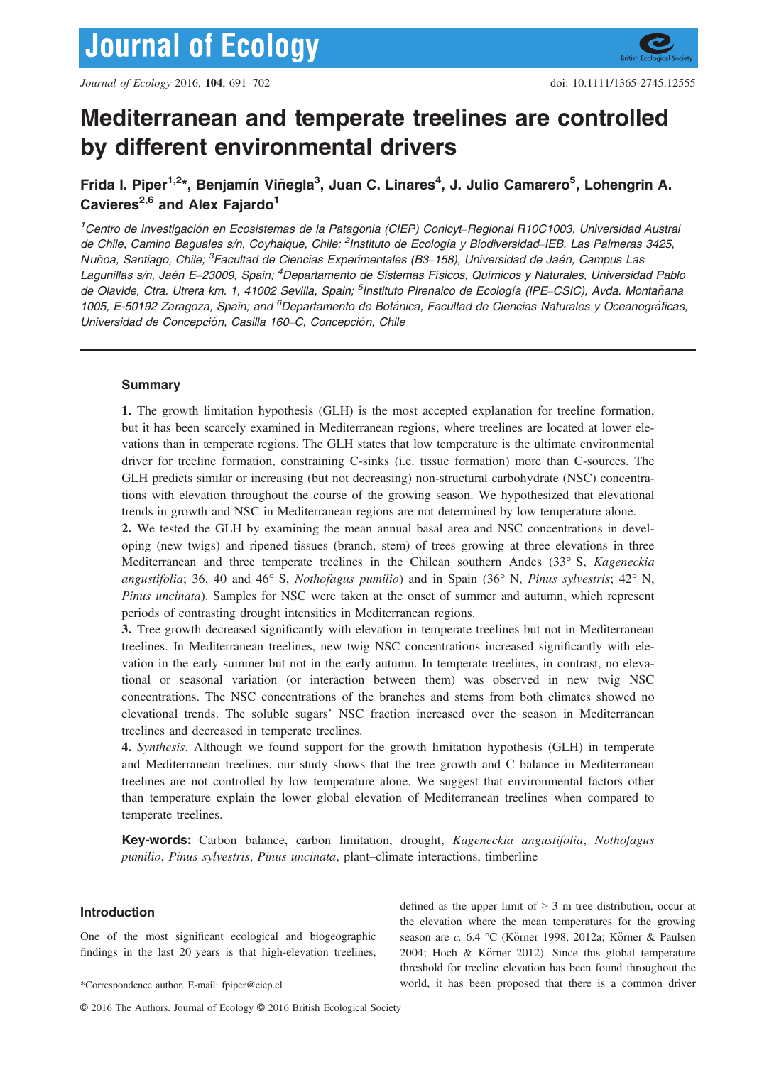# Mediterranean and temperate treelines are controlled by different environmental drivers

**Frida I. Piper[1,2]*, Benjamín Viñegla[3], Juan C. Linares[4], J. Julio Camarero[5], Lohengrin A. Cavieres[2,6] and Alex Fajardo[1]**

[1]*Centro de Investigación en Ecosistemas de la Patagonia (CIEP) Conicyt–Regional R10C1003, Universidad Austral de Chile, Camino Baguales s/n, Coyhaique, Chile;* [2]*Instituto de Ecología y Biodiversidad–IEB, Las Palmeras 3425, Ñuñoa, Santiago, Chile;* [3]*Facultad de Ciencias Experimentales (B3–158), Universidad de Jaén, Campus Las Lagunillas s/n, Jaén E–23009, Spain;* [4]*Departamento de Sistemas Físicos, Químicos y Naturales, Universidad Pablo de Olavide, Ctra. Utrera km. 1, 41002 Sevilla, Spain;* [5]*Instituto Pirenaico de Ecología (IPE–CSIC), Avda. Montañana 1005, E-50192 Zaragoza, Spain; and* [6]*Departamento de Botánica, Facultad de Ciencias Naturales y Oceanográficas, Universidad de Concepción, Casilla 160–C, Concepción, Chile*

## Summary

**1.** The growth limitation hypothesis (GLH) is the most accepted explanation for treeline formation, but it has been scarcely examined in Mediterranean regions, where treelines are located at lower elevations than in temperate regions. The GLH states that low temperature is the ultimate environmental driver for treeline formation, constraining C-sinks (i.e. tissue formation) more than C-sources. The GLH predicts similar or increasing (but not decreasing) non-structural carbohydrate (NSC) concentrations with elevation throughout the course of the growing season. We hypothesized that elevational trends in growth and NSC in Mediterranean regions are not determined by low temperature alone.

**2.** We tested the GLH by examining the mean annual basal area and NSC concentrations in developing (new twigs) and ripened tissues (branch, stem) of trees growing at three elevations in three Mediterranean and three temperate treelines in the Chilean southern Andes (33° S, *Kageneckia angustifolia*; 36, 40 and 46° S, *Nothofagus pumilio*) and in Spain (36° N, *Pinus sylvestris*; 42° N, *Pinus uncinata*). Samples for NSC were taken at the onset of summer and autumn, which represent periods of contrasting drought intensities in Mediterranean regions.

**3.** Tree growth decreased significantly with elevation in temperate treelines but not in Mediterranean treelines. In Mediterranean treelines, new twig NSC concentrations increased significantly with elevation in the early summer but not in the early autumn. In temperate treelines, in contrast, no elevational or seasonal variation (or interaction between them) was observed in new twig NSC concentrations. The NSC concentrations of the branches and stems from both climates showed no elevational trends. The soluble sugars' NSC fraction increased over the season in Mediterranean treelines and decreased in temperate treelines.

**4.** *Synthesis*. Although we found support for the growth limitation hypothesis (GLH) in temperate and Mediterranean treelines, our study shows that the tree growth and C balance in Mediterranean treelines are not controlled by low temperature alone. We suggest that environmental factors other than temperature explain the lower global elevation of Mediterranean treelines when compared to temperate treelines.

**Key-words:** Carbon balance, carbon limitation, drought, *Kageneckia angustifolia*, *Nothofagus pumilio*, *Pinus sylvestris*, *Pinus uncinata*, plant–climate interactions, timberline

## Introduction

One of the most significant ecological and biogeographic findings in the last 20 years is that high-elevation treelines, defined as the upper limit of > 3 m tree distribution, occur at the elevation where the mean temperatures for the growing season are *c.* 6.4 °C (Körner 1998, 2012a; Körner & Paulsen 2004; Hoch & Körner 2012). Since this global temperature threshold for treeline elevation has been found throughout the world, it has been proposed that there is a common driver

*Correspondence author. E-mail: fpiper@ciep.cl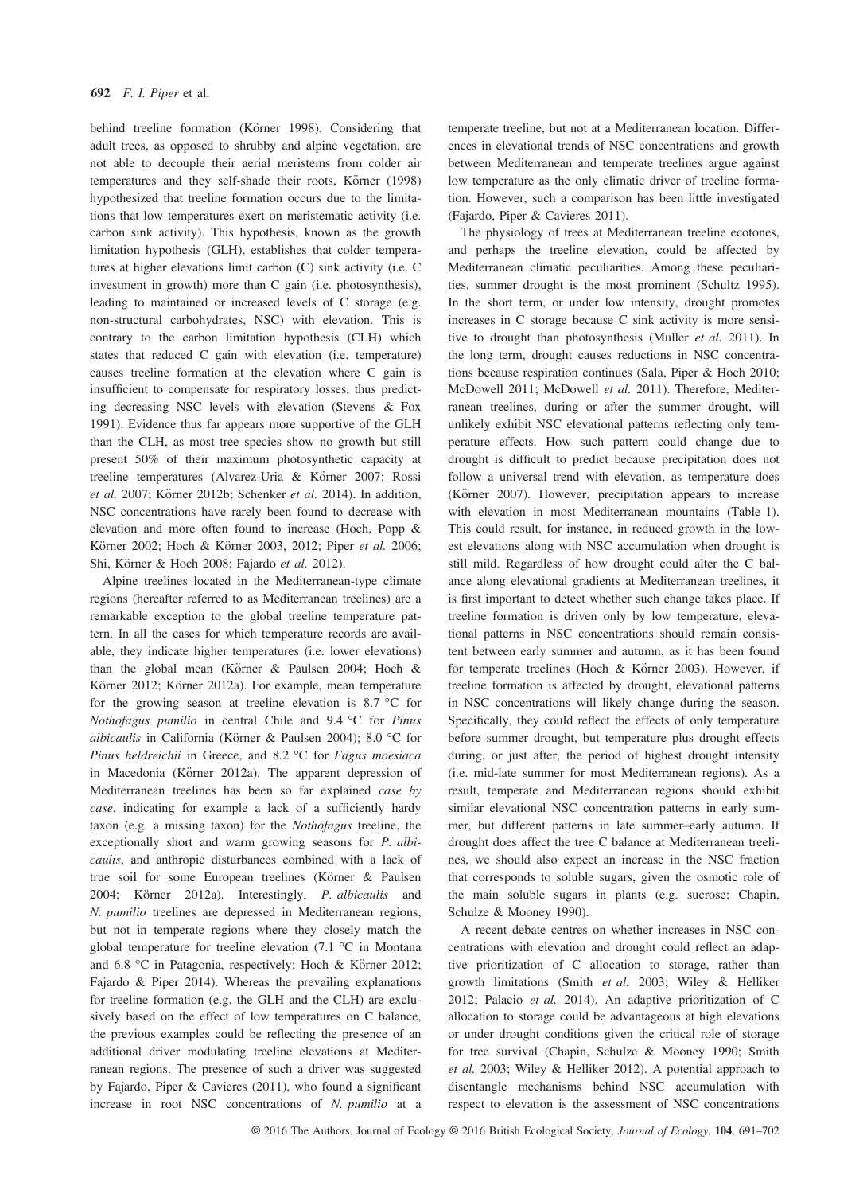behind treeline formation (Körner 1998). Considering that adult trees, as opposed to shrubby and alpine vegetation, are not able to decouple their aerial meristems from colder air temperatures and they self-shade their roots, Körner (1998) hypothesized that treeline formation occurs due to the limitations that low temperatures exert on meristematic activity (i.e. carbon sink activity). This hypothesis, known as the growth limitation hypothesis (GLH), establishes that colder temperatures at higher elevations limit carbon (C) sink activity (i.e. C investment in growth) more than C gain (i.e. photosynthesis), leading to maintained or increased levels of C storage (e.g. non-structural carbohydrates, NSC) with elevation. This is contrary to the carbon limitation hypothesis (CLH) which states that reduced C gain with elevation (i.e. temperature) causes treeline formation at the elevation where C gain is insufficient to compensate for respiratory losses, thus predicting decreasing NSC levels with elevation (Stevens & Fox 1991). Evidence thus far appears more supportive of the GLH than the CLH, as most tree species show no growth but still present 50% of their maximum photosynthetic capacity at treeline temperatures (Alvarez-Uria & Körner 2007; Rossi *et al.* 2007; Körner 2012b; Schenker *et al.* 2014). In addition, NSC concentrations have rarely been found to decrease with elevation and more often found to increase (Hoch, Popp & Körner 2002; Hoch & Körner 2003, 2012; Piper *et al.* 2006; Shi, Körner & Hoch 2008; Fajardo *et al.* 2012).

Alpine treelines located in the Mediterranean-type climate regions (hereafter referred to as Mediterranean treelines) are a remarkable exception to the global treeline temperature pattern. In all the cases for which temperature records are available, they indicate higher temperatures (i.e. lower elevations) than the global mean (Körner & Paulsen 2004; Hoch & Körner 2012; Körner 2012a). For example, mean temperature for the growing season at treeline elevation is 8.7 °C for *Nothofagus pumilio* in central Chile and 9.4 °C for *Pinus albicaulis* in California (Körner & Paulsen 2004); 8.0 °C for *Pinus heldreichii* in Greece, and 8.2 °C for *Fagus moesiaca* in Macedonia (Körner 2012a). The apparent depression of Mediterranean treelines has been so far explained *case by case*, indicating for example a lack of a sufficiently hardy taxon (e.g. a missing taxon) for the *Nothofagus* treeline, the exceptionally short and warm growing seasons for *P. albicaulis*, and anthropic disturbances combined with a lack of true soil for some European treelines (Körner & Paulsen 2004; Körner 2012a). Interestingly, *P. albicaulis* and *N. pumilio* treelines are depressed in Mediterranean regions, but not in temperate regions where they closely match the global temperature for treeline elevation (7.1 °C in Montana and 6.8 °C in Patagonia, respectively; Hoch & Körner 2012; Fajardo & Piper 2014). Whereas the prevailing explanations for treeline formation (e.g. the GLH and the CLH) are exclusively based on the effect of low temperatures on C balance, the previous examples could be reflecting the presence of an additional driver modulating treeline elevations at Mediterranean regions. The presence of such a driver was suggested by Fajardo, Piper & Cavieres (2011), who found a significant increase in root NSC concentrations of *N. pumilio* at a temperate treeline, but not at a Mediterranean location. Differences in elevational trends of NSC concentrations and growth between Mediterranean and temperate treelines argue against low temperature as the only climatic driver of treeline formation. However, such a comparison has been little investigated (Fajardo, Piper & Cavieres 2011).

The physiology of trees at Mediterranean treeline ecotones, and perhaps the treeline elevation, could be affected by Mediterranean climatic peculiarities. Among these peculiarities, summer drought is the most prominent (Schultz 1995). In the short term, or under low intensity, drought promotes increases in C storage because C sink activity is more sensitive to drought than photosynthesis (Muller *et al.* 2011). In the long term, drought causes reductions in NSC concentrations because respiration continues (Sala, Piper & Hoch 2010; McDowell 2011; McDowell *et al.* 2011). Therefore, Mediterranean treelines, during or after the summer drought, will unlikely exhibit NSC elevational patterns reflecting only temperature effects. How such pattern could change due to drought is difficult to predict because precipitation does not follow a universal trend with elevation, as temperature does (Körner 2007). However, precipitation appears to increase with elevation in most Mediterranean mountains (Table 1). This could result, for instance, in reduced growth in the lowest elevations along with NSC accumulation when drought is still mild. Regardless of how drought could alter the C balance along elevational gradients at Mediterranean treelines, it is first important to detect whether such change takes place. If treeline formation is driven only by low temperature, elevational patterns in NSC concentrations should remain consistent between early summer and autumn, as it has been found for temperate treelines (Hoch & Körner 2003). However, if treeline formation is affected by drought, elevational patterns in NSC concentrations will likely change during the season. Specifically, they could reflect the effects of only temperature before summer drought, but temperature plus drought effects during, or just after, the period of highest drought intensity (i.e. mid-late summer for most Mediterranean regions). As a result, temperate and Mediterranean regions should exhibit similar elevational NSC concentration patterns in early summer, but different patterns in late summer–early autumn. If drought does affect the tree C balance at Mediterranean treelines, we should also expect an increase in the NSC fraction that corresponds to soluble sugars, given the osmotic role of the main soluble sugars in plants (e.g. sucrose; Chapin, Schulze & Mooney 1990).

A recent debate centres on whether increases in NSC concentrations with elevation and drought could reflect an adaptive prioritization of C allocation to storage, rather than growth limitations (Smith *et al.* 2003; Wiley & Helliker 2012; Palacio *et al.* 2014). An adaptive prioritization of C allocation to storage could be advantageous at high elevations or under drought conditions given the critical role of storage for tree survival (Chapin, Schulze & Mooney 1990; Smith *et al.* 2003; Wiley & Helliker 2012). A potential approach to disentangle mechanisms behind NSC accumulation with respect to elevation is the assessment of NSC concentrations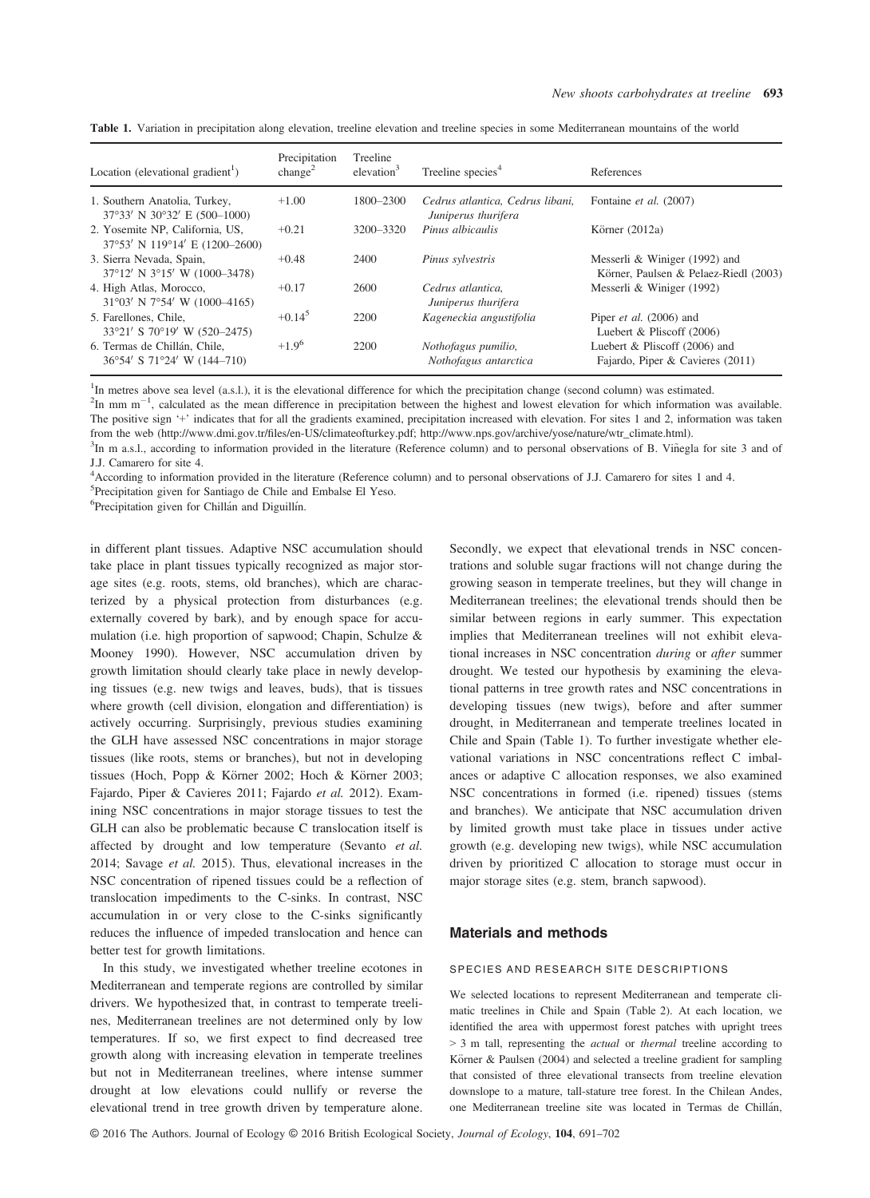**Table 1.** Variation in precipitation along elevation, treeline elevation and treeline species in some Mediterranean mountains of the world

| Location (elevational gradient[1]) | Precipitation change[2] | Treeline elevation[3] | Treeline species[4] | References |
|---|---|---|---|---|
| 1. Southern Anatolia, Turkey, 37°33′ N 30°32′ E (500–1000) | +1.00 | 1800–2300 | *Cedrus atlantica, Cedrus libani, Juniperus thurifera* | Fontaine *et al.* (2007) |
| 2. Yosemite NP, California, US, 37°53′ N 119°14′ E (1200–2600) | +0.21 | 3200–3320 | *Pinus albicaulis* | Körner (2012a) |
| 3. Sierra Nevada, Spain, 37°12′ N 3°15′ W (1000–3478) | +0.48 | 2400 | *Pinus sylvestris* | Messerli & Winiger (1992) and Körner, Paulsen & Pelaez-Riedl (2003) |
| 4. High Atlas, Morocco, 31°03′ N 7°54′ W (1000–4165) | +0.17 | 2600 | *Cedrus atlantica, Juniperus thurifera* | Messerli & Winiger (1992) |
| 5. Farellones, Chile, 33°21′ S 70°19′ W (520–2475) | +0.14[5] | 2200 | *Kageneckia angustifolia* | Piper *et al.* (2006) and Luebert & Pliscoff (2006) |
| 6. Termas de Chillán, Chile, 36°54′ S 71°24′ W (144–710) | +1.9[6] | 2200 | *Nothofagus pumilio, Nothofagus antarctica* | Luebert & Pliscoff (2006) and Fajardo, Piper & Cavieres (2011) |

[1]In metres above sea level (a.s.l.), it is the elevational difference for which the precipitation change (second column) was estimated.
[2]In mm $m^{-1}$, calculated as the mean difference in precipitation between the highest and lowest elevation for which information was available. The positive sign '+' indicates that for all the gradients examined, precipitation increased with elevation. For sites 1 and 2, information was taken from the web (http://www.dmi.gov.tr/files/en-US/climateofturkey.pdf; http://www.nps.gov/archive/yose/nature/wtr_climate.html).
[3]In m a.s.l., according to information provided in the literature (Reference column) and to personal observations of B. Viñegla for site 3 and of J.J. Camarero for site 4.
[4]According to information provided in the literature (Reference column) and to personal observations of J.J. Camarero for sites 1 and 4.
[5]Precipitation given for Santiago de Chile and Embalse El Yeso.
[6]Precipitation given for Chillán and Diguillín.

in different plant tissues. Adaptive NSC accumulation should take place in plant tissues typically recognized as major storage sites (e.g. roots, stems, old branches), which are characterized by a physical protection from disturbances (e.g. externally covered by bark), and by enough space for accumulation (i.e. high proportion of sapwood; Chapin, Schulze & Mooney 1990). However, NSC accumulation driven by growth limitation should clearly take place in newly developing tissues (e.g. new twigs and leaves, buds), that is tissues where growth (cell division, elongation and differentiation) is actively occurring. Surprisingly, previous studies examining the GLH have assessed NSC concentrations in major storage tissues (like roots, stems or branches), but not in developing tissues (Hoch, Popp & Körner 2002; Hoch & Körner 2003; Fajardo, Piper & Cavieres 2011; Fajardo *et al.* 2012). Examining NSC concentrations in major storage tissues to test the GLH can also be problematic because C translocation itself is affected by drought and low temperature (Sevanto *et al.* 2014; Savage *et al.* 2015). Thus, elevational increases in the NSC concentration of ripened tissues could be a reflection of translocation impediments to the C-sinks. In contrast, NSC accumulation in or very close to the C-sinks significantly reduces the influence of impeded translocation and hence can better test for growth limitations.

In this study, we investigated whether treeline ecotones in Mediterranean and temperate regions are controlled by similar drivers. We hypothesized that, in contrast to temperate treelines, Mediterranean treelines are not determined only by low temperatures. If so, we first expect to find decreased tree growth along with increasing elevation in temperate treelines but not in Mediterranean treelines, where intense summer drought at low elevations could nullify or reverse the elevational trend in tree growth driven by temperature alone. Secondly, we expect that elevational trends in NSC concentrations and soluble sugar fractions will not change during the growing season in temperate treelines, but they will change in Mediterranean treelines; the elevational trends should then be similar between regions in early summer. This expectation implies that Mediterranean treelines will not exhibit elevational increases in NSC concentration *during* or *after* summer drought. We tested our hypothesis by examining the elevational patterns in tree growth rates and NSC concentrations in developing tissues (new twigs), before and after summer drought, in Mediterranean and temperate treelines located in Chile and Spain (Table 1). To further investigate whether elevational variations in NSC concentrations reflect C imbalances or adaptive C allocation responses, we also examined NSC concentrations in formed (i.e. ripened) tissues (stems and branches). We anticipate that NSC accumulation driven by limited growth must take place in tissues under active growth (e.g. developing new twigs), while NSC accumulation driven by prioritized C allocation to storage must occur in major storage sites (e.g. stem, branch sapwood).

## Materials and methods

### SPECIES AND RESEARCH SITE DESCRIPTIONS

We selected locations to represent Mediterranean and temperate climatic treelines in Chile and Spain (Table 2). At each location, we identified the area with uppermost forest patches with upright trees > 3 m tall, representing the *actual* or *thermal* treeline according to Körner & Paulsen (2004) and selected a treeline gradient for sampling that consisted of three elevational transects from treeline elevation downslope to a mature, tall-stature tree forest. In the Chilean Andes, one Mediterranean treeline site was located in Termas de Chillán,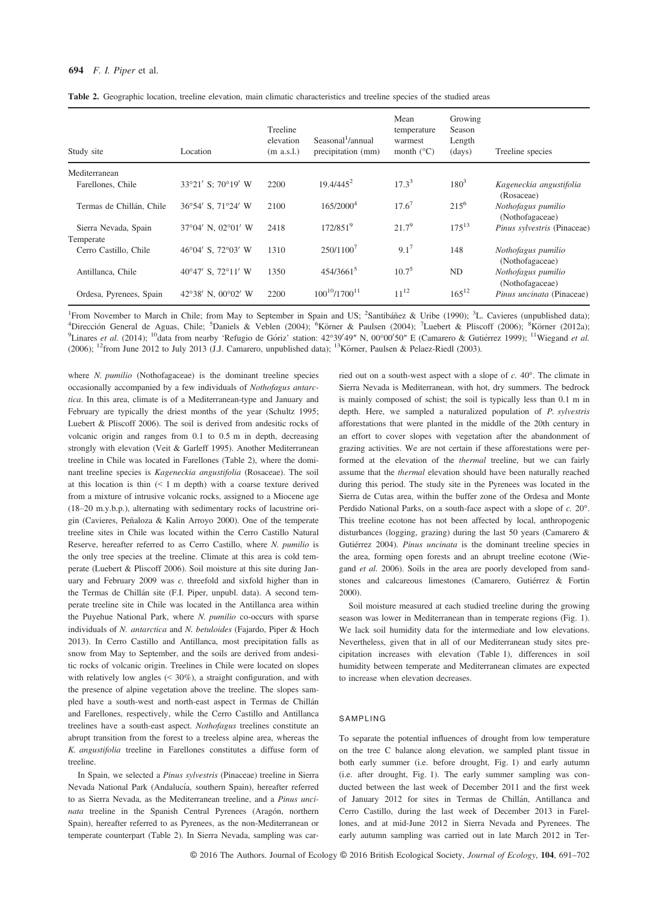**Table 2.** Geographic location, treeline elevation, main climatic characteristics and treeline species of the studied areas

| Study site | Location | Treeline elevation (m a.s.l.) | Seasonal[1]/annual precipitation (mm) | Mean temperature warmest month (°C) | Growing Season Length (days) | Treeline species |
|---|---|---|---|---|---|---|
| Mediterranean | | | | | | |
| Farellones, Chile | 33°21′ S; 70°19′ W | 2200 | 19.4/445[2] | 17.3[3] | 180[3] | *Kageneckia angustifolia* (Rosaceae) |
| Termas de Chillán, Chile | 36°54′ S, 71°24′ W | 2100 | 165/2000[4] | 17.6[7] | 215[6] | *Nothofagus pumilio* (Nothofagaceae) |
| Sierra Nevada, Spain | 37°04′ N, 02°01′ W | 2418 | 172/851[9] | 21.7[9] | 175[13] | *Pinus sylvestris* (Pinaceae) |
| Temperate | | | | | | |
| Cerro Castillo, Chile | 46°04′ S, 72°03′ W | 1310 | 250/1100[7] | 9.1[7] | 148 | *Nothofagus pumilio* (Nothofagaceae) |
| Antillanca, Chile | 40°47′ S, 72°11′ W | 1350 | 454/3661[5] | 10.7[5] | ND | *Nothofagus pumilio* (Nothofagaceae) |
| Ordesa, Pyrenees, Spain | 42°38′ N, 00°02′ W | 2200 | 100[10]/1700[11] | 11[12] | 165[12] | *Pinus uncinata* (Pinaceae) |

[1]From November to March in Chile; from May to September in Spain and US; [2]Santibáñez & Uribe (1990); [3]L. Cavieres (unpublished data); [4]Dirección General de Aguas, Chile; [5]Daniels & Veblen (2004); [6]Körner & Paulsen (2004); [7]Luebert & Pliscoff (2006); [8]Körner (2012a); [9]Linares *et al.* (2014); [10]data from nearby 'Refugio de Góriz' station: 42°39′49″ N, 00°00′50″ E (Camarero & Gutiérrez 1999); [11]Wiegand *et al.* (2006); [12]from June 2012 to July 2013 (J.J. Camarero, unpublished data); [13]Körner, Paulsen & Pelaez-Riedl (2003).

where *N. pumilio* (Nothofagaceae) is the dominant treeline species occasionally accompanied by a few individuals of *Nothofagus antarctica*. In this area, climate is of a Mediterranean-type and January and February are typically the driest months of the year (Schultz 1995; Luebert & Pliscoff 2006). The soil is derived from andesitic rocks of volcanic origin and ranges from 0.1 to 0.5 m in depth, decreasing strongly with elevation (Veit & Garleff 1995). Another Mediterranean treeline in Chile was located in Farellones (Table 2), where the dominant treeline species is *Kageneckia angustifolia* (Rosaceae). The soil at this location is thin (< 1 m depth) with a coarse texture derived from a mixture of intrusive volcanic rocks, assigned to a Miocene age (18–20 m.y.b.p.), alternating with sedimentary rocks of lacustrine origin (Cavieres, Peñaloza & Kalin Arroyo 2000). One of the temperate treeline sites in Chile was located within the Cerro Castillo Natural Reserve, hereafter referred to as Cerro Castillo, where *N. pumilio* is the only tree species at the treeline. Climate at this area is cold temperate (Luebert & Pliscoff 2006). Soil moisture at this site during January and February 2009 was *c.* threefold and sixfold higher than in the Termas de Chillán site (F.I. Piper, unpubl. data). A second temperate treeline site in Chile was located in the Antillanca area within the Puyehue National Park, where *N. pumilio* co-occurs with sparse individuals of *N. antarctica* and *N. betuloides* (Fajardo, Piper & Hoch 2013). In Cerro Castillo and Antillanca, most precipitation falls as snow from May to September, and the soils are derived from andesitic rocks of volcanic origin. Treelines in Chile were located on slopes with relatively low angles (< 30%), a straight configuration, and with the presence of alpine vegetation above the treeline. The slopes sampled have a south-west and north-east aspect in Termas de Chillán and Farellones, respectively, while the Cerro Castillo and Antillanca treelines have a south-east aspect. *Nothofagus* treelines constitute an abrupt transition from the forest to a treeless alpine area, whereas the *K. angustifolia* treeline in Farellones constitutes a diffuse form of treeline.

In Spain, we selected a *Pinus sylvestris* (Pinaceae) treeline in Sierra Nevada National Park (Andalucía, southern Spain), hereafter referred to as Sierra Nevada, as the Mediterranean treeline, and a *Pinus uncinata* treeline in the Spanish Central Pyrenees (Aragón, northern Spain), hereafter referred to as Pyrenees, as the non-Mediterranean or temperate counterpart (Table 2). In Sierra Nevada, sampling was carried out on a south-west aspect with a slope of *c.* 40°. The climate in Sierra Nevada is Mediterranean, with hot, dry summers. The bedrock is mainly composed of schist; the soil is typically less than 0.1 m in depth. Here, we sampled a naturalized population of *P. sylvestris* afforestations that were planted in the middle of the 20th century in an effort to cover slopes with vegetation after the abandonment of grazing activities. We are not certain if these afforestations were performed at the elevation of the *thermal* treeline, but we can fairly assume that the *thermal* elevation should have been naturally reached during this period. The study site in the Pyrenees was located in the Sierra de Cutas area, within the buffer zone of the Ordesa and Monte Perdido National Parks, on a south-face aspect with a slope of *c.* 20°. This treeline ecotone has not been affected by local, anthropogenic disturbances (logging, grazing) during the last 50 years (Camarero & Gutiérrez 2004). *Pinus uncinata* is the dominant treeline species in the area, forming open forests and an abrupt treeline ecotone (Wiegand *et al.* 2006). Soils in the area are poorly developed from sandstones and calcareous limestones (Camarero, Gutiérrez & Fortin 2000).

Soil moisture measured at each studied treeline during the growing season was lower in Mediterranean than in temperate regions (Fig. 1). We lack soil humidity data for the intermediate and low elevations. Nevertheless, given that in all of our Mediterranean study sites precipitation increases with elevation (Table 1), differences in soil humidity between temperate and Mediterranean climates are expected to increase when elevation decreases.

## SAMPLING

To separate the potential influences of drought from low temperature on the tree C balance along elevation, we sampled plant tissue in both early summer (i.e. before drought, Fig. 1) and early autumn (i.e. after drought, Fig. 1). The early summer sampling was conducted between the last week of December 2011 and the first week of January 2012 for sites in Termas de Chillán, Antillanca and Cerro Castillo, during the last week of December 2013 in Farellones, and at mid-June 2012 in Sierra Nevada and Pyrenees. The early autumn sampling was carried out in late March 2012 in Ter-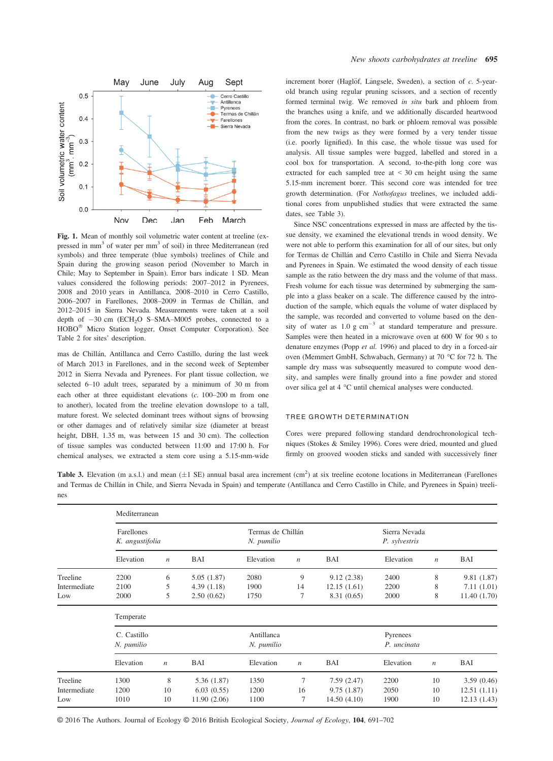**Fig. 1.** Mean of monthly soil volumetric water content at treeline (expressed in $mm^3$ of water per $mm^3$ of soil) in three Mediterranean (red symbols) and three temperate (blue symbols) treelines of Chile and Spain during the growing season period (November to March in Chile; May to September in Spain). Error bars indicate 1 SD. Mean values considered the following periods: 2007–2012 in Pyrenees, 2008 and 2010 years in Antillanca, 2008–2010 in Cerro Castillo, 2006–2007 in Farellones, 2008–2009 in Termas de Chillán, and 2012–2015 in Sierra Nevada. Measurements were taken at a soil depth of −30 cm ($ECH_2O$ S–SMA–M005 probes, connected to a HOBO® Micro Station logger, Onset Computer Corporation). See Table 2 for sites' description.

mas de Chillán, Antillanca and Cerro Castillo, during the last week of March 2013 in Farellones, and in the second week of September 2012 in Sierra Nevada and Pyrenees. For plant tissue collection, we selected 6–10 adult trees, separated by a minimum of 30 m from each other at three equidistant elevations (*c.* 100–200 m from one to another), located from the treeline elevation downslope to a tall, mature forest. We selected dominant trees without signs of browsing or other damages and of relatively similar size (diameter at breast height, DBH, 1.35 m, was between 15 and 30 cm). The collection of tissue samples was conducted between 11:00 and 17:00 h. For chemical analyses, we extracted a stem core using a 5.15-mm-wide increment borer (Haglöf, Långsele, Sweden), a section of *c.* 5-year-old branch using regular pruning scissors, and a section of recently formed terminal twig. We removed *in situ* bark and phloem from the branches using a knife, and we additionally discarded heartwood from the cores. In contrast, no bark or phloem removal was possible from the new twigs as they were formed by a very tender tissue (i.e. poorly lignified). In this case, the whole tissue was used for analysis. All tissue samples were bagged, labelled and stored in a cool box for transportation. A second, to-the-pith long core was extracted for each sampled tree at < 30 cm height using the same 5.15-mm increment borer. This second core was intended for tree growth determination. (For *Nothofagus* treelines, we included additional cores from unpublished studies that were extracted the same dates, see Table 3).

Since NSC concentrations expressed in mass are affected by the tissue density, we examined the elevational trends in wood density. We were not able to perform this examination for all of our sites, but only for Termas de Chillán and Cerro Castillo in Chile and Sierra Nevada and Pyrenees in Spain. We estimated the wood density of each tissue sample as the ratio between the dry mass and the volume of that mass. Fresh volume for each tissue was determined by submerging the sample into a glass beaker on a scale. The difference caused by the introduction of the sample, which equals the volume of water displaced by the sample, was recorded and converted to volume based on the density of water as 1.0 g $cm^{-3}$ at standard temperature and pressure. Samples were then heated in a microwave oven at 600 W for 90 s to denature enzymes (Popp *et al.* 1996) and placed to dry in a forced-air oven (Memmert GmbH, Schwabach, Germany) at 70 °C for 72 h. The sample dry mass was subsequently measured to compute wood density, and samples were finally ground into a fine powder and stored over silica gel at 4 °C until chemical analyses were conducted.

## TREE GROWTH DETERMINATION

Cores were prepared following standard dendrochronological techniques (Stokes & Smiley 1996). Cores were dried, mounted and glued firmly on grooved wooden sticks and sanded with successively finer

**Table 3.** Elevation (m a.s.l.) and mean (±1 SE) annual basal area increment ($cm^2$) at six treeline ecotone locations in Mediterranean (Farellones and Termas de Chillán in Chile, and Sierra Nevada in Spain) and temperate (Antillanca and Cerro Castillo in Chile, and Pyrenees in Spain) treelines

| | Mediterranean | | | | | | | | |
|---|---|---|---|---|---|---|---|---|---|
| | Farellones *K. angustifolia* | | | Termas de Chillán *N. pumilio* | | | Sierra Nevada *P. sylvestris* | | |
| | Elevation | *n* | BAI | Elevation | *n* | BAI | Elevation | *n* | BAI |
| Treeline | 2200 | 6 | 5.05 (1.87) | 2080 | 9 | 9.12 (2.38) | 2400 | 8 | 9.81 (1.87) |
| Intermediate | 2100 | 5 | 4.39 (1.18) | 1900 | 14 | 12.15 (1.61) | 2200 | 8 | 7.11 (1.01) |
| Low | 2000 | 5 | 2.50 (0.62) | 1750 | 7 | 8.31 (0.65) | 2000 | 8 | 11.40 (1.70) |
| | **Temperate** | | | | | | | | |
| | C. Castillo *N. pumilio* | | | Antillanca *N. pumilio* | | | Pyrenees *P. uncinata* | | |
| | Elevation | *n* | BAI | Elevation | *n* | BAI | Elevation | *n* | BAI |
| Treeline | 1300 | 8 | 5.36 (1.87) | 1350 | 7 | 7.59 (2.47) | 2200 | 10 | 3.59 (0.46) |
| Intermediate | 1200 | 10 | 6.03 (0.55) | 1200 | 16 | 9.75 (1.87) | 2050 | 10 | 12.51 (1.11) |
| Low | 1010 | 10 | 11.90 (2.06) | 1100 | 7 | 14.50 (4.10) | 1900 | 10 | 12.13 (1.43) |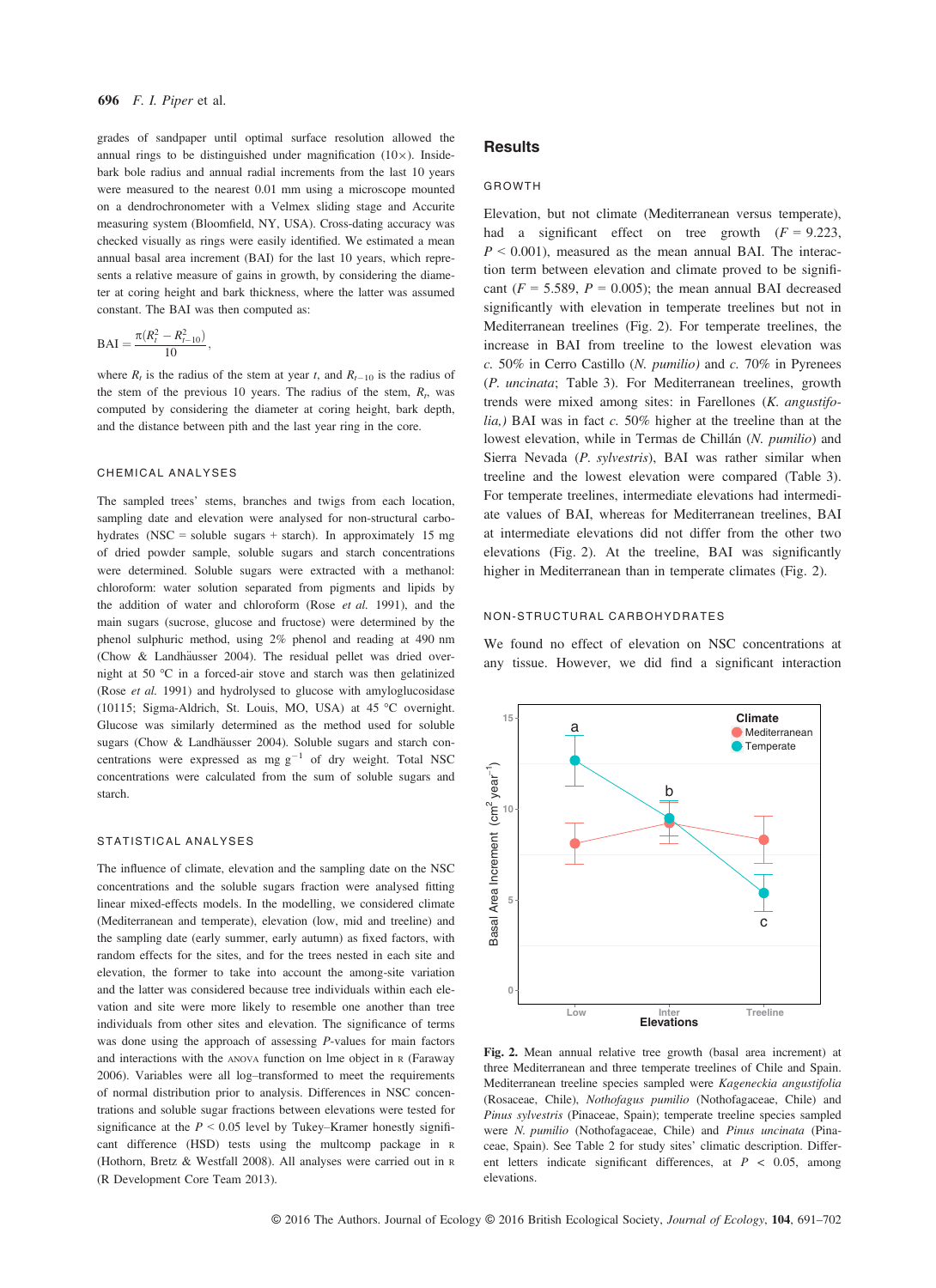grades of sandpaper until optimal surface resolution allowed the annual rings to be distinguished under magnification (10×). Inside-bark bole radius and annual radial increments from the last 10 years were measured to the nearest 0.01 mm using a microscope mounted on a dendrochronometer with a Velmex sliding stage and Accurite measuring system (Bloomfield, NY, USA). Cross-dating accuracy was checked visually as rings were easily identified. We estimated a mean annual basal area increment (BAI) for the last 10 years, which represents a relative measure of gains in growth, by considering the diameter at coring height and bark thickness, where the latter was assumed constant. The BAI was then computed as:

$$BAI = \frac{\pi(R_t^2 - R_{t-10}^2)}{10},$$

where $R_t$ is the radius of the stem at year $t$, and $R_{t-10}$ is the radius of the stem of the previous 10 years. The radius of the stem, $R_t$, was computed by considering the diameter at coring height, bark depth, and the distance between pith and the last year ring in the core.

### CHEMICAL ANALYSES

The sampled trees' stems, branches and twigs from each location, sampling date and elevation were analysed for non-structural carbohydrates (NSC = soluble sugars + starch). In approximately 15 mg of dried powder sample, soluble sugars and starch concentrations were determined. Soluble sugars were extracted with a methanol: chloroform: water solution separated from pigments and lipids by the addition of water and chloroform (Rose *et al.* 1991), and the main sugars (sucrose, glucose and fructose) were determined by the phenol sulphuric method, using 2% phenol and reading at 490 nm (Chow & Landhäusser 2004). The residual pellet was dried overnight at 50 °C in a forced-air stove and starch was then gelatinized (Rose *et al.* 1991) and hydrolysed to glucose with amyloglucosidase (10115; Sigma-Aldrich, St. Louis, MO, USA) at 45 °C overnight. Glucose was similarly determined as the method used for soluble sugars (Chow & Landhäusser 2004). Soluble sugars and starch concentrations were expressed as mg $g^{-1}$ of dry weight. Total NSC concentrations were calculated from the sum of soluble sugars and starch.

### STATISTICAL ANALYSES

The influence of climate, elevation and the sampling date on the NSC concentrations and the soluble sugars fraction were analysed fitting linear mixed-effects models. In the modelling, we considered climate (Mediterranean and temperate), elevation (low, mid and treeline) and the sampling date (early summer, early autumn) as fixed factors, with random effects for the sites, and for the trees nested in each site and elevation, the former to take into account the among-site variation and the latter was considered because tree individuals within each elevation and site were more likely to resemble one another than tree individuals from other sites and elevation. The significance of terms was done using the appropriate *P*-values for main factors and interactions with the ANOVA function on lme object in R (Faraway 2006). Variables were all log–transformed to meet the requirements of normal distribution prior to analysis. Differences in NSC concentrations and soluble sugar fractions between elevations were tested for significance at the $P < 0.05$ level by Tukey–Kramer honestly significant difference (HSD) tests using the multcomp package in R (Hothorn, Bretz & Westfall 2008). All analyses were carried out in R (R Development Core Team 2013).

## Results

### GROWTH

Elevation, but not climate (Mediterranean versus temperate), had a significant effect on tree growth ($F = 9.223$, $P < 0.001$), measured as the mean annual BAI. The interaction term between elevation and climate proved to be significant ($F = 5.589$, $P = 0.005$); the mean annual BAI decreased significantly with elevation in temperate treelines but not in Mediterranean treelines (Fig. 2). For temperate treelines, the increase in BAI from treeline to the lowest elevation was *c.* 50% in Cerro Castillo (*N. pumilio*) and *c.* 70% in Pyrenees (*P. uncinata*; Table 3). For Mediterranean treelines, growth trends were mixed among sites: in Farellones (*K. angustifolia,*) BAI was in fact *c.* 50% higher at the treeline than at the lowest elevation, while in Termas de Chillán (*N. pumilio*) and Sierra Nevada (*P. sylvestris*), BAI was rather similar when treeline and the lowest elevation were compared (Table 3). For temperate treelines, intermediate elevations had intermediate values of BAI, whereas for Mediterranean treelines, BAI at intermediate elevations did not differ from the other two elevations (Fig. 2). At the treeline, BAI was significantly higher in Mediterranean than in temperate climates (Fig. 2).

### NON-STRUCTURAL CARBOHYDRATES

We found no effect of elevation on NSC concentrations at any tissue. However, we did find a significant interaction

**Fig. 2.** Mean annual relative tree growth (basal area increment) at three Mediterranean and three temperate treelines of Chile and Spain. Mediterranean treeline species sampled were *Kageneckia angustifolia* (Rosaceae, Chile), *Nothofagus pumilio* (Nothofagaceae, Chile) and *Pinus sylvestris* (Pinaceae, Spain); temperate treeline species sampled were *N. pumilio* (Nothofagaceae, Chile) and *Pinus uncinata* (Pinaceae, Spain). See Table 2 for study sites' climatic description. Different letters indicate significant differences, at $P < 0.05$, among elevations.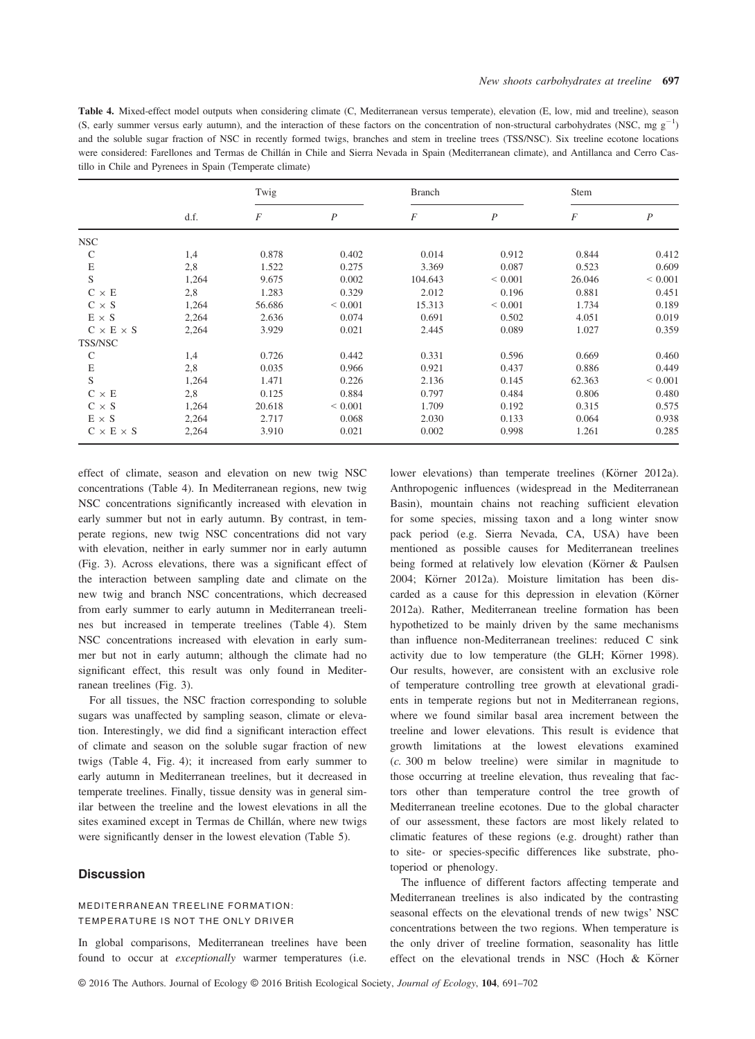**Table 4.** Mixed-effect model outputs when considering climate (C, Mediterranean versus temperate), elevation (E, low, mid and treeline), season (S, early summer versus early autumn), and the interaction of these factors on the concentration of non-structural carbohydrates (NSC, mg g$^{-1}$) and the soluble sugar fraction of NSC in recently formed twigs, branches and stem in treeline trees (TSS/NSC). Six treeline ecotone locations were considered: Farellones and Termas de Chillán in Chile and Sierra Nevada in Spain (Mediterranean climate), and Antillanca and Cerro Castillo in Chile and Pyrenees in Spain (Temperate climate)

| | d.f. | Twig | | Branch | | Stem | |
|---|---|---|---|---|---|---|---|
| | | *F* | *P* | *F* | *P* | *F* | *P* |
| NSC | | | | | | | |
| C | 1,4 | 0.878 | 0.402 | 0.014 | 0.912 | 0.844 | 0.412 |
| E | 2,8 | 1.522 | 0.275 | 3.369 | 0.087 | 0.523 | 0.609 |
| S | 1,264 | 9.675 | 0.002 | 104.643 | < 0.001 | 26.046 | < 0.001 |
| C × E | 2,8 | 1.283 | 0.329 | 2.012 | 0.196 | 0.881 | 0.451 |
| C × S | 1,264 | 56.686 | < 0.001 | 15.313 | < 0.001 | 1.734 | 0.189 |
| E × S | 2,264 | 2.636 | 0.074 | 0.691 | 0.502 | 4.051 | 0.019 |
| C × E × S | 2,264 | 3.929 | 0.021 | 2.445 | 0.089 | 1.027 | 0.359 |
| TSS/NSC | | | | | | | |
| C | 1,4 | 0.726 | 0.442 | 0.331 | 0.596 | 0.669 | 0.460 |
| E | 2,8 | 0.035 | 0.966 | 0.921 | 0.437 | 0.886 | 0.449 |
| S | 1,264 | 1.471 | 0.226 | 2.136 | 0.145 | 62.363 | < 0.001 |
| C × E | 2,8 | 0.125 | 0.884 | 0.797 | 0.484 | 0.806 | 0.480 |
| C × S | 1,264 | 20.618 | < 0.001 | 1.709 | 0.192 | 0.315 | 0.575 |
| E × S | 2,264 | 2.717 | 0.068 | 2.030 | 0.133 | 0.064 | 0.938 |
| C × E × S | 2,264 | 3.910 | 0.021 | 0.002 | 0.998 | 1.261 | 0.285 |

effect of climate, season and elevation on new twig NSC concentrations (Table 4). In Mediterranean regions, new twig NSC concentrations significantly increased with elevation in early summer but not in early autumn. By contrast, in temperate regions, new twig NSC concentrations did not vary with elevation, neither in early summer nor in early autumn (Fig. 3). Across elevations, there was a significant effect of the interaction between sampling date and climate on the new twig and branch NSC concentrations, which decreased from early summer to early autumn in Mediterranean treelines but increased in temperate treelines (Table 4). Stem NSC concentrations increased with elevation in early summer but not in early autumn; although the climate had no significant effect, this result was only found in Mediterranean treelines (Fig. 3).

For all tissues, the NSC fraction corresponding to soluble sugars was unaffected by sampling season, climate or elevation. Interestingly, we did find a significant interaction effect of climate and season on the soluble sugar fraction of new twigs (Table 4, Fig. 4); it increased from early summer to early autumn in Mediterranean treelines, but it decreased in temperate treelines. Finally, tissue density was in general similar between the treeline and the lowest elevations in all the sites examined except in Termas de Chillán, where new twigs were significantly denser in the lowest elevation (Table 5).

## Discussion

### MEDITERRANEAN TREELINE FORMATION: TEMPERATURE IS NOT THE ONLY DRIVER

In global comparisons, Mediterranean treelines have been found to occur at *exceptionally* warmer temperatures (i.e. lower elevations) than temperate treelines (Körner 2012a). Anthropogenic influences (widespread in the Mediterranean Basin), mountain chains not reaching sufficient elevation for some species, missing taxon and a long winter snow pack period (e.g. Sierra Nevada, CA, USA) have been mentioned as possible causes for Mediterranean treelines being formed at relatively low elevation (Körner & Paulsen 2004; Körner 2012a). Moisture limitation has been discarded as a cause for this depression in elevation (Körner 2012a). Rather, Mediterranean treeline formation has been hypothetized to be mainly driven by the same mechanisms than influence non-Mediterranean treelines: reduced C sink activity due to low temperature (the GLH; Körner 1998). Our results, however, are consistent with an exclusive role of temperature controlling tree growth at elevational gradients in temperate regions but not in Mediterranean regions, where we found similar basal area increment between the treeline and lower elevations. This result is evidence that growth limitations at the lowest elevations examined (*c.* 300 m below treeline) were similar in magnitude to those occurring at treeline elevation, thus revealing that factors other than temperature control the tree growth of Mediterranean treeline ecotones. Due to the global character of our assessment, these factors are most likely related to climatic features of these regions (e.g. drought) rather than to site- or species-specific differences like substrate, photoperiod or phenology.

The influence of different factors affecting temperate and Mediterranean treelines is also indicated by the contrasting seasonal effects on the elevational trends of new twigs' NSC concentrations between the two regions. When temperature is the only driver of treeline formation, seasonality has little effect on the elevational trends in NSC (Hoch & Körner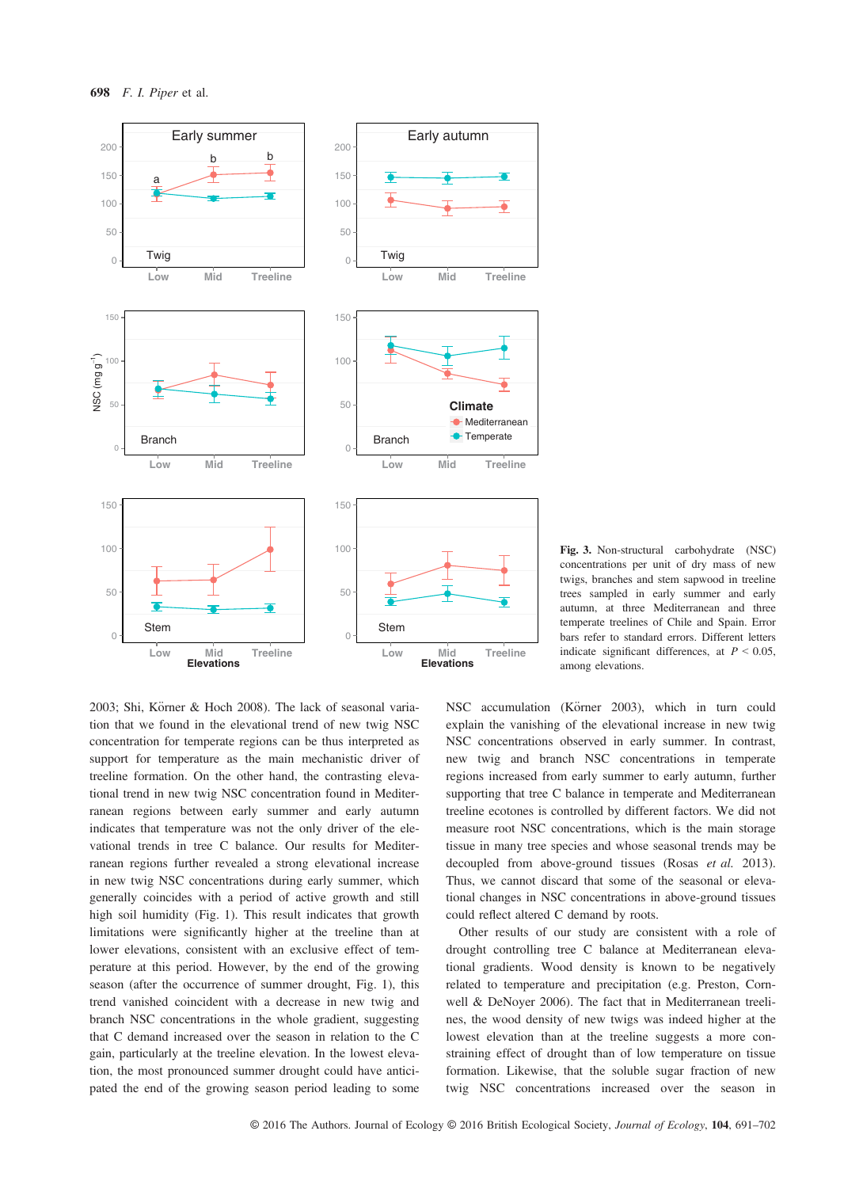**Fig. 3.** Non-structural carbohydrate (NSC) concentrations per unit of dry mass of new twigs, branches and stem sapwood in treeline trees sampled in early summer and early autumn, at three Mediterranean and three temperate treelines of Chile and Spain. Error bars refer to standard errors. Different letters indicate significant differences, at $P < 0.05$, among elevations.

2003; Shi, Körner & Hoch 2008). The lack of seasonal variation that we found in the elevational trend of new twig NSC concentration for temperate regions can be thus interpreted as support for temperature as the main mechanistic driver of treeline formation. On the other hand, the contrasting elevational trend in new twig NSC concentration found in Mediterranean regions between early summer and early autumn indicates that temperature was not the only driver of the elevational trends in tree C balance. Our results for Mediterranean regions further revealed a strong elevational increase in new twig NSC concentrations during early summer, which generally coincides with a period of active growth and still high soil humidity (Fig. 1). This result indicates that growth limitations were significantly higher at the treeline than at lower elevations, consistent with an exclusive effect of temperature at this period. However, by the end of the growing season (after the occurrence of summer drought, Fig. 1), this trend vanished coincident with a decrease in new twig and branch NSC concentrations in the whole gradient, suggesting that C demand increased over the season in relation to the C gain, particularly at the treeline elevation. In the lowest elevation, the most pronounced summer drought could have anticipated the end of the growing season period leading to some NSC accumulation (Körner 2003), which in turn could explain the vanishing of the elevational increase in new twig NSC concentrations observed in early summer. In contrast, new twig and branch NSC concentrations in temperate regions increased from early summer to early autumn, further supporting that tree C balance in temperate and Mediterranean treeline ecotones is controlled by different factors. We did not measure root NSC concentrations, which is the main storage tissue in many tree species and whose seasonal trends may be decoupled from above-ground tissues (Rosas *et al.* 2013). Thus, we cannot discard that some of the seasonal or elevational changes in NSC concentrations in above-ground tissues could reflect altered C demand by roots.

Other results of our study are consistent with a role of drought controlling tree C balance at Mediterranean elevational gradients. Wood density is known to be negatively related to temperature and precipitation (e.g. Preston, Cornwell & DeNoyer 2006). The fact that in Mediterranean treelines, the wood density of new twigs was indeed higher at the lowest elevation than at the treeline suggests a more constraining effect of drought than of low temperature on tissue formation. Likewise, that the soluble sugar fraction of new twig NSC concentrations increased over the season in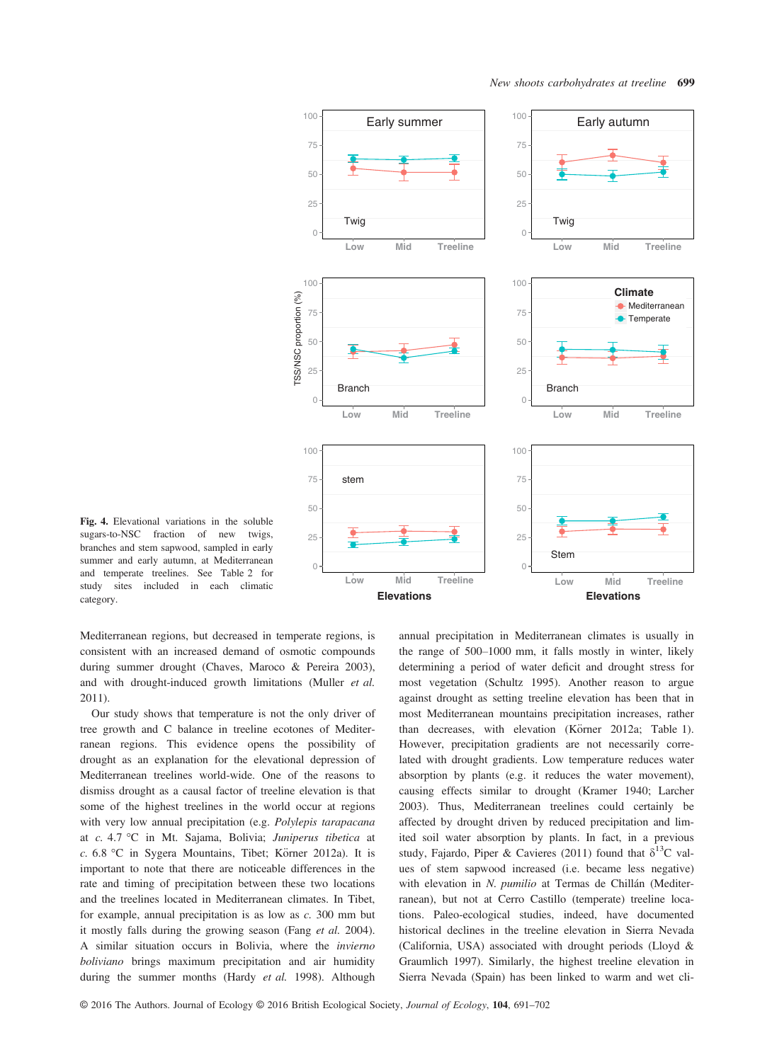Fig. 4. Elevational variations in the soluble sugars-to-NSC fraction of new twigs, branches and stem sapwood, sampled in early summer and early autumn, at Mediterranean and temperate treelines. See Table 2 for study sites included in each climatic category.

Mediterranean regions, but decreased in temperate regions, is consistent with an increased demand of osmotic compounds during summer drought (Chaves, Maroco & Pereira 2003), and with drought-induced growth limitations (Muller *et al.* 2011).

Our study shows that temperature is not the only driver of tree growth and C balance in treeline ecotones of Mediterranean regions. This evidence opens the possibility of drought as an explanation for the elevational depression of Mediterranean treelines world-wide. One of the reasons to dismiss drought as a causal factor of treeline elevation is that some of the highest treelines in the world occur at regions with very low annual precipitation (e.g. *Polylepis tarapacana* at *c.* 4.7 °C in Mt. Sajama, Bolivia; *Juniperus tibetica* at *c.* 6.8 °C in Sygera Mountains, Tibet; Körner 2012a). It is important to note that there are noticeable differences in the rate and timing of precipitation between these two locations and the treelines located in Mediterranean climates. In Tibet, for example, annual precipitation is as low as *c.* 300 mm but it mostly falls during the growing season (Fang *et al.* 2004). A similar situation occurs in Bolivia, where the *invierno boliviano* brings maximum precipitation and air humidity during the summer months (Hardy *et al.* 1998). Although annual precipitation in Mediterranean climates is usually in the range of 500–1000 mm, it falls mostly in winter, likely determining a period of water deficit and drought stress for most vegetation (Schultz 1995). Another reason to argue against drought as setting treeline elevation has been that in most Mediterranean mountains precipitation increases, rather than decreases, with elevation (Körner 2012a; Table 1). However, precipitation gradients are not necessarily correlated with drought gradients. Low temperature reduces water absorption by plants (e.g. it reduces the water movement), causing effects similar to drought (Kramer 1940; Larcher 2003). Thus, Mediterranean treelines could certainly be affected by drought driven by reduced precipitation and limited soil water absorption by plants. In fact, in a previous study, Fajardo, Piper & Cavieres (2011) found that $\delta^{13}C$ values of stem sapwood increased (i.e. became less negative) with elevation in *N. pumilio* at Termas de Chillán (Mediterranean), but not at Cerro Castillo (temperate) treeline locations. Paleo-ecological studies, indeed, have documented historical declines in the treeline elevation in Sierra Nevada (California, USA) associated with drought periods (Lloyd & Graumlich 1997). Similarly, the highest treeline elevation in Sierra Nevada (Spain) has been linked to warm and wet cli-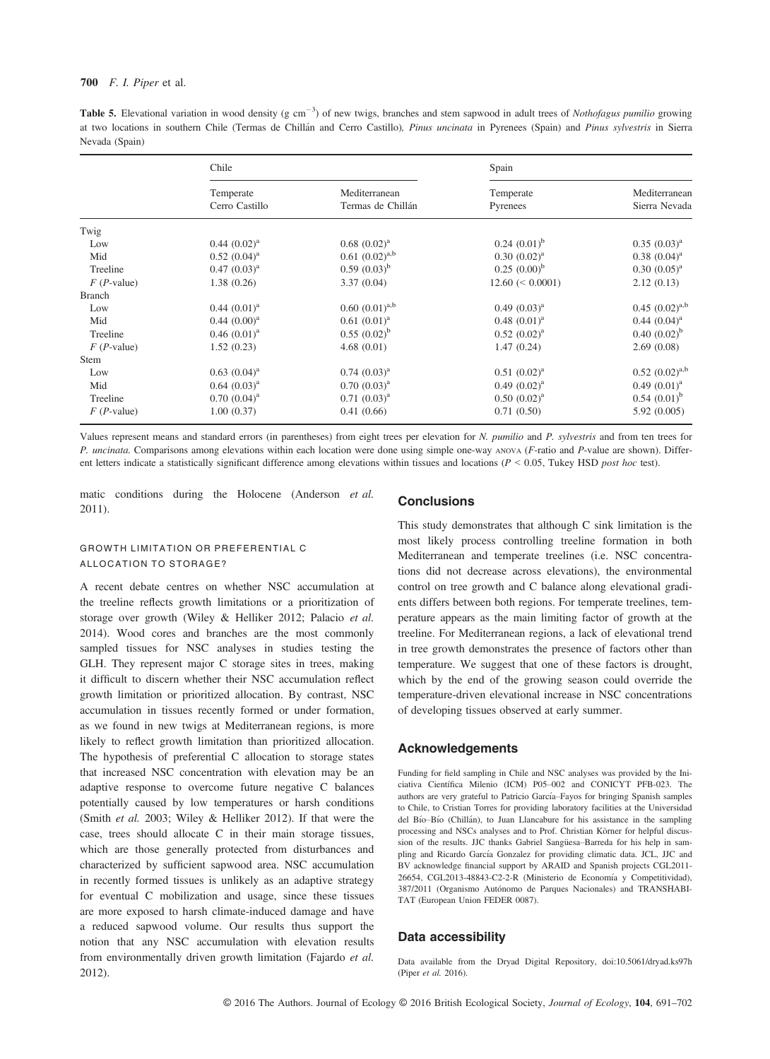**Table 5.** Elevational variation in wood density (g cm$^{-3}$) of new twigs, branches and stem sapwood in adult trees of *Nothofagus pumilio* growing at two locations in southern Chile (Termas de Chillán and Cerro Castillo), *Pinus uncinata* in Pyrenees (Spain) and *Pinus sylvestris* in Sierra Nevada (Spain)

| | Chile | | Spain | |
|---|---|---|---|---|
| | Temperate Cerro Castillo | Mediterranean Termas de Chillán | Temperate Pyrenees | Mediterranean Sierra Nevada |
| Twig | | | | |
| Low | 0.44 (0.02)$^{a}$ | 0.68 (0.02)$^{a}$ | 0.24 (0.01)$^{b}$ | 0.35 (0.03)$^{a}$ |
| Mid | 0.52 (0.04)$^{a}$ | 0.61 (0.02)$^{a,b}$ | 0.30 (0.02)$^{a}$ | 0.38 (0.04)$^{a}$ |
| Treeline | 0.47 (0.03)$^{a}$ | 0.59 (0.03)$^{b}$ | 0.25 (0.00)$^{b}$ | 0.30 (0.05)$^{a}$ |
| $F$ ($P$-value) | 1.38 (0.26) | 3.37 (0.04) | 12.60 (< 0.0001) | 2.12 (0.13) |
| Branch | | | | |
| Low | 0.44 (0.01)$^{a}$ | 0.60 (0.01)$^{a,b}$ | 0.49 (0.03)$^{a}$ | 0.45 (0.02)$^{a,b}$ |
| Mid | 0.44 (0.00)$^{a}$ | 0.61 (0.01)$^{a}$ | 0.48 (0.01)$^{a}$ | 0.44 (0.04)$^{a}$ |
| Treeline | 0.46 (0.01)$^{a}$ | 0.55 (0.02)$^{b}$ | 0.52 (0.02)$^{a}$ | 0.40 (0.02)$^{b}$ |
| $F$ ($P$-value) | 1.52 (0.23) | 4.68 (0.01) | 1.47 (0.24) | 2.69 (0.08) |
| Stem | | | | |
| Low | 0.63 (0.04)$^{a}$ | 0.74 (0.03)$^{a}$ | 0.51 (0.02)$^{a}$ | 0.52 (0.02)$^{a,b}$ |
| Mid | 0.64 (0.03)$^{a}$ | 0.70 (0.03)$^{a}$ | 0.49 (0.02)$^{a}$ | 0.49 (0.01)$^{a}$ |
| Treeline | 0.70 (0.04)$^{a}$ | 0.71 (0.03)$^{a}$ | 0.50 (0.02)$^{a}$ | 0.54 (0.01)$^{b}$ |
| $F$ ($P$-value) | 1.00 (0.37) | 0.41 (0.66) | 0.71 (0.50) | 5.92 (0.005) |

Values represent means and standard errors (in parentheses) from eight trees per elevation for *N. pumilio* and *P. sylvestris* and from ten trees for *P. uncinata*. Comparisons among elevations within each location were done using simple one-way ANOVA ($F$-ratio and $P$-value are shown). Different letters indicate a statistically significant difference among elevations within tissues and locations ($P < 0.05$, Tukey HSD *post hoc* test).

matic conditions during the Holocene (Anderson *et al.* 2011).

### GROWTH LIMITATION OR PREFERENTIAL C ALLOCATION TO STORAGE?

A recent debate centres on whether NSC accumulation at the treeline reflects growth limitations or a prioritization of storage over growth (Wiley & Helliker 2012; Palacio *et al.* 2014). Wood cores and branches are the most commonly sampled tissues for NSC analyses in studies testing the GLH. They represent major C storage sites in trees, making it difficult to discern whether their NSC accumulation reflect growth limitation or prioritized allocation. By contrast, NSC accumulation in tissues recently formed or under formation, as we found in new twigs at Mediterranean regions, is more likely to reflect growth limitation than prioritized allocation. The hypothesis of preferential C allocation to storage states that increased NSC concentration with elevation may be an adaptive response to overcome future negative C balances potentially caused by low temperatures or harsh conditions (Smith *et al.* 2003; Wiley & Helliker 2012). If that were the case, trees should allocate C in their main storage tissues, which are those generally protected from disturbances and characterized by sufficient sapwood area. NSC accumulation in recently formed tissues is unlikely as an adaptive strategy for eventual C mobilization and usage, since these tissues are more exposed to harsh climate-induced damage and have a reduced sapwood volume. Our results thus support the notion that any NSC accumulation with elevation results from environmentally driven growth limitation (Fajardo *et al.* 2012).

## Conclusions

This study demonstrates that although C sink limitation is the most likely process controlling treeline formation in both Mediterranean and temperate treelines (i.e. NSC concentrations did not decrease across elevations), the environmental control on tree growth and C balance along elevational gradients differs between both regions. For temperate treelines, temperature appears as the main limiting factor of growth at the treeline. For Mediterranean regions, a lack of elevational trend in tree growth demonstrates the presence of factors other than temperature. We suggest that one of these factors is drought, which by the end of the growing season could override the temperature-driven elevational increase in NSC concentrations of developing tissues observed at early summer.

## Acknowledgements

Funding for field sampling in Chile and NSC analyses was provided by the Iniciativa Científica Milenio (ICM) P05–002 and CONICYT PFB-023. The authors are very grateful to Patricio García–Fayos for bringing Spanish samples to Chile, to Cristian Torres for providing laboratory facilities at the Universidad del Bío–Bío (Chillán), to Juan Llancabure for his assistance in the sampling processing and NSCs analyses and to Prof. Christian Körner for helpful discussion of the results. JJC thanks Gabriel Sangüesa–Barreda for his help in sampling and Ricardo García Gonzalez for providing climatic data. JCL, JJC and BV acknowledge financial support by ARAID and Spanish projects CGL2011-26654, CGL2013-48843-C2-2-R (Ministerio de Economía y Competitividad), 387/2011 (Organismo Autónomo de Parques Nacionales) and TRANSHABITAT (European Union FEDER 0087).

## Data accessibility

Data available from the Dryad Digital Repository, doi:10.5061/dryad.ks97h (Piper *et al.* 2016).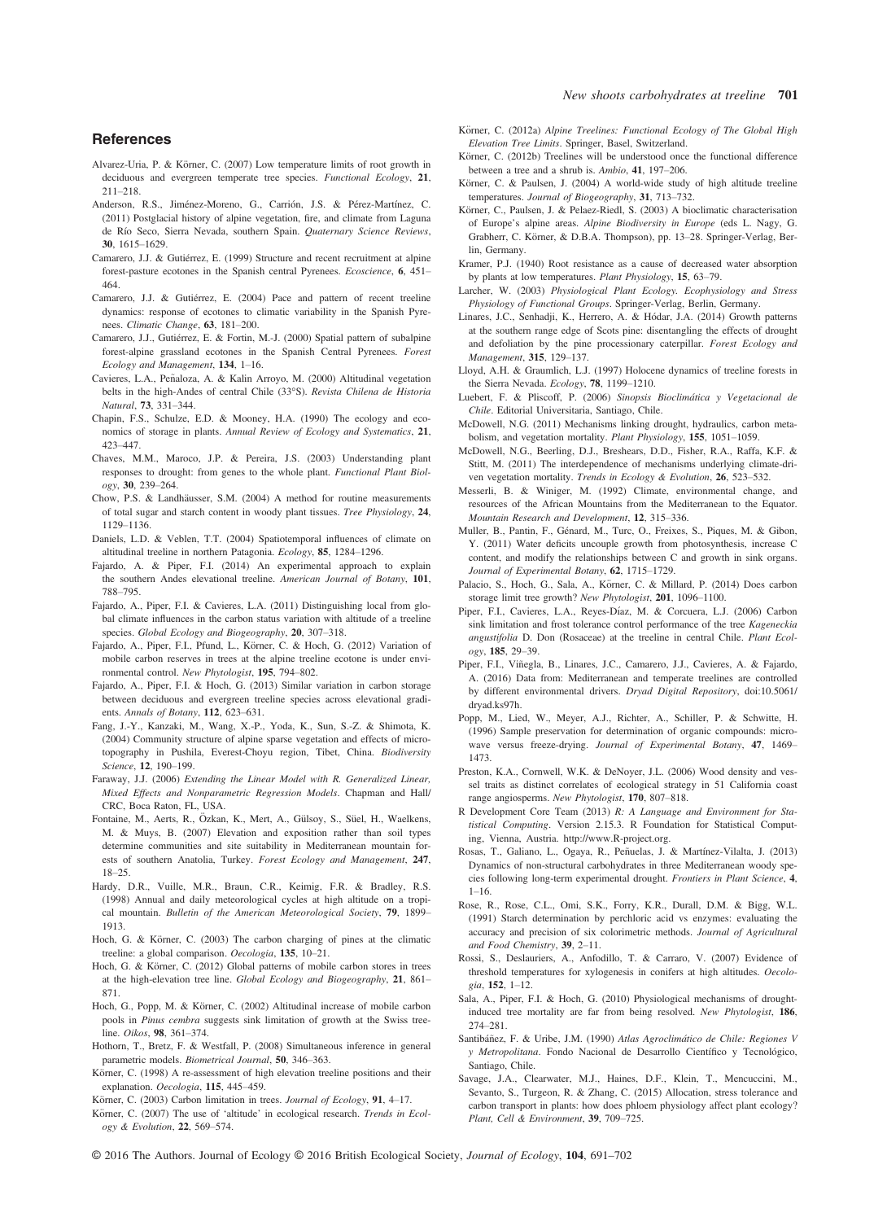## References

Alvarez-Uria, P. & Körner, C. (2007) Low temperature limits of root growth in deciduous and evergreen temperate tree species. *Functional Ecology*, **21**, 211–218.

Anderson, R.S., Jiménez-Moreno, G., Carrión, J.S. & Pérez-Martínez, C. (2011) Postglacial history of alpine vegetation, fire, and climate from Laguna de Río Seco, Sierra Nevada, southern Spain. *Quaternary Science Reviews*, **30**, 1615–1629.

Camarero, J.J. & Gutiérrez, E. (1999) Structure and recent recruitment at alpine forest-pasture ecotones in the Spanish central Pyrenees. *Ecoscience*, **6**, 451–464.

Camarero, J.J. & Gutiérrez, E. (2004) Pace and pattern of recent treeline dynamics: response of ecotones to climatic variability in the Spanish Pyrenees. *Climatic Change*, **63**, 181–200.

Camarero, J.J., Gutiérrez, E. & Fortin, M.-J. (2000) Spatial pattern of subalpine forest-alpine grassland ecotones in the Spanish Central Pyrenees. *Forest Ecology and Management*, **134**, 1–16.

Cavieres, L.A., Peñaloza, A. & Kalin Arroyo, M. (2000) Altitudinal vegetation belts in the high-Andes of central Chile (33°S). *Revista Chilena de Historia Natural*, **73**, 331–344.

Chapin, F.S., Schulze, E.D. & Mooney, H.A. (1990) The ecology and economics of storage in plants. *Annual Review of Ecology and Systematics*, **21**, 423–447.

Chaves, M.M., Maroco, J.P. & Pereira, J.S. (2003) Understanding plant responses to drought: from genes to the whole plant. *Functional Plant Biology*, **30**, 239–264.

Chow, P.S. & Landhäusser, S.M. (2004) A method for routine measurements of total sugar and starch content in woody plant tissues. *Tree Physiology*, **24**, 1129–1136.

Daniels, L.D. & Veblen, T.T. (2004) Spatiotemporal influences of climate on altitudinal treeline in northern Patagonia. *Ecology*, **85**, 1284–1296.

Fajardo, A. & Piper, F.I. (2014) An experimental approach to explain the southern Andes elevational treeline. *American Journal of Botany*, **101**, 788–795.

Fajardo, A., Piper, F.I. & Cavieres, L.A. (2011) Distinguishing local from global climate influences in the carbon status variation with altitude of a treeline species. *Global Ecology and Biogeography*, **20**, 307–318.

Fajardo, A., Piper, F.I., Pfund, L., Körner, C. & Hoch, G. (2012) Variation of mobile carbon reserves in trees at the alpine treeline ecotone is under environmental control. *New Phytologist*, **195**, 794–802.

Fajardo, A., Piper, F.I. & Hoch, G. (2013) Similar variation in carbon storage between deciduous and evergreen treeline species across elevational gradients. *Annals of Botany*, **112**, 623–631.

Fang, J.-Y., Kanzaki, M., Wang, X.-P., Yoda, K., Sun, S.-Z. & Shimota, K. (2004) Community structure of alpine sparse vegetation and effects of microtopography in Pushila, Everest-Choyu region, Tibet, China. *Biodiversity Science*, **12**, 190–199.

Faraway, J.J. (2006) *Extending the Linear Model with R. Generalized Linear, Mixed Effects and Nonparametric Regression Models*. Chapman and Hall/CRC, Boca Raton, FL, USA.

Fontaine, M., Aerts, R., Özkan, K., Mert, A., Gülsoy, S., Süel, H., Waelkens, M. & Muys, B. (2007) Elevation and exposition rather than soil types determine communities and site suitability in Mediterranean mountain forests of southern Anatolia, Turkey. *Forest Ecology and Management*, **247**, 18–25.

Hardy, D.R., Vuille, M.R., Braun, C.R., Keimig, F.R. & Bradley, R.S. (1998) Annual and daily meteorological cycles at high altitude on a tropical mountain. *Bulletin of the American Meteorological Society*, **79**, 1899–1913.

Hoch, G. & Körner, C. (2003) The carbon charging of pines at the climatic treeline: a global comparison. *Oecologia*, **135**, 10–21.

Hoch, G. & Körner, C. (2012) Global patterns of mobile carbon stores in trees at the high-elevation tree line. *Global Ecology and Biogeography*, **21**, 861–871.

Hoch, G., Popp, M. & Körner, C. (2002) Altitudinal increase of mobile carbon pools in *Pinus cembra* suggests sink limitation of growth at the Swiss treeline. *Oikos*, **98**, 361–374.

Hothorn, T., Bretz, F. & Westfall, P. (2008) Simultaneous inference in general parametric models. *Biometrical Journal*, **50**, 346–363.

Körner, C. (1998) A re-assessment of high elevation treeline positions and their explanation. *Oecologia*, **115**, 445–459.

Körner, C. (2003) Carbon limitation in trees. *Journal of Ecology*, **91**, 4–17.

Körner, C. (2007) The use of 'altitude' in ecological research. *Trends in Ecology & Evolution*, **22**, 569–574.

Körner, C. (2012a) *Alpine Treelines: Functional Ecology of The Global High Elevation Tree Limits*. Springer, Basel, Switzerland.

Körner, C. (2012b) Treelines will be understood once the functional difference between a tree and a shrub is. *Ambio*, **41**, 197–206.

Körner, C. & Paulsen, J. (2004) A world-wide study of high altitude treeline temperatures. *Journal of Biogeography*, **31**, 713–732.

Körner, C., Paulsen, J. & Pelaez-Riedl, S. (2003) A bioclimatic characterisation of Europe's alpine areas. *Alpine Biodiversity in Europe* (eds L. Nagy, G. Grabherr, C. Körner, & D.B.A. Thompson), pp. 13–28. Springer-Verlag, Berlin, Germany.

Kramer, P.J. (1940) Root resistance as a cause of decreased water absorption by plants at low temperatures. *Plant Physiology*, **15**, 63–79.

Larcher, W. (2003) *Physiological Plant Ecology. Ecophysiology and Stress Physiology of Functional Groups*. Springer-Verlag, Berlin, Germany.

Linares, J.C., Senhadji, K., Herrero, A. & Hódar, J.A. (2014) Growth patterns at the southern range edge of Scots pine: disentangling the effects of drought and defoliation by the pine processionary caterpillar. *Forest Ecology and Management*, **315**, 129–137.

Lloyd, A.H. & Graumlich, L.J. (1997) Holocene dynamics of treeline forests in the Sierra Nevada. *Ecology*, **78**, 1199–1210.

Luebert, F. & Pliscoff, P. (2006) *Sinopsis Bioclimática y Vegetacional de Chile*. Editorial Universitaria, Santiago, Chile.

McDowell, N.G. (2011) Mechanisms linking drought, hydraulics, carbon metabolism, and vegetation mortality. *Plant Physiology*, **155**, 1051–1059.

McDowell, N.G., Beerling, D.J., Breshears, D.D., Fisher, R.A., Raffa, K.F. & Stitt, M. (2011) The interdependence of mechanisms underlying climate-driven vegetation mortality. *Trends in Ecology & Evolution*, **26**, 523–532.

Messerli, B. & Winiger, M. (1992) Climate, environmental change, and resources of the African Mountains from the Mediterranean to the Equator. *Mountain Research and Development*, **12**, 315–336.

Muller, B., Pantin, F., Génard, M., Turc, O., Freixes, S., Piques, M. & Gibon, Y. (2011) Water deficits uncouple growth from photosynthesis, increase C content, and modify the relationships between C and growth in sink organs. *Journal of Experimental Botany*, **62**, 1715–1729.

Palacio, S., Hoch, G., Sala, A., Körner, C. & Millard, P. (2014) Does carbon storage limit tree growth? *New Phytologist*, **201**, 1096–1100.

Piper, F.I., Cavieres, L.A., Reyes-Díaz, M. & Corcuera, L.J. (2006) Carbon sink limitation and frost tolerance control performance of the tree *Kageneckia angustifolia* D. Don (Rosaceae) at the treeline in central Chile. *Plant Ecology*, **185**, 29–39.

Piper, F.I., Viñegla, B., Linares, J.C., Camarero, J.J., Cavieres, A. & Fajardo, A. (2016) Data from: Mediterranean and temperate treelines are controlled by different environmental drivers. *Dryad Digital Repository*, doi:10.5061/dryad.ks97h.

Popp, M., Lied, W., Meyer, A.J., Richter, A., Schiller, P. & Schwitte, H. (1996) Sample preservation for determination of organic compounds: microwave versus freeze-drying. *Journal of Experimental Botany*, **47**, 1469–1473.

Preston, K.A., Cornwell, W.K. & DeNoyer, J.L. (2006) Wood density and vessel traits as distinct correlates of ecological strategy in 51 California coast range angiosperms. *New Phytologist*, **170**, 807–818.

R Development Core Team (2013) *R: A Language and Environment for Statistical Computing*. Version 2.15.3. R Foundation for Statistical Computing, Vienna, Austria. http://www.R-project.org.

Rosas, T., Galiano, L., Ogaya, R., Peñuelas, J. & Martínez-Vilalta, J. (2013) Dynamics of non-structural carbohydrates in three Mediterranean woody species following long-term experimental drought. *Frontiers in Plant Science*, **4**, 1–16.

Rose, R., Rose, C.L., Omi, S.K., Forry, K.R., Durall, D.M. & Bigg, W.L. (1991) Starch determination by perchloric acid vs enzymes: evaluating the accuracy and precision of six colorimetric methods. *Journal of Agricultural and Food Chemistry*, **39**, 2–11.

Rossi, S., Deslauriers, A., Anfodillo, T. & Carraro, V. (2007) Evidence of threshold temperatures for xylogenesis in conifers at high altitudes. *Oecologia*, **152**, 1–12.

Sala, A., Piper, F.I. & Hoch, G. (2010) Physiological mechanisms of drought-induced tree mortality are far from being resolved. *New Phytologist*, **186**, 274–281.

Santibáñez, F. & Uribe, J.M. (1990) *Atlas Agroclimático de Chile: Regiones V y Metropolitana*. Fondo Nacional de Desarrollo Científico y Tecnológico, Santiago, Chile.

Savage, J.A., Clearwater, M.J., Haines, D.F., Klein, T., Mencuccini, M., Sevanto, S., Turgeon, R. & Zhang, C. (2015) Allocation, stress tolerance and carbon transport in plants: how does phloem physiology affect plant ecology? *Plant, Cell & Environment*, **39**, 709–725.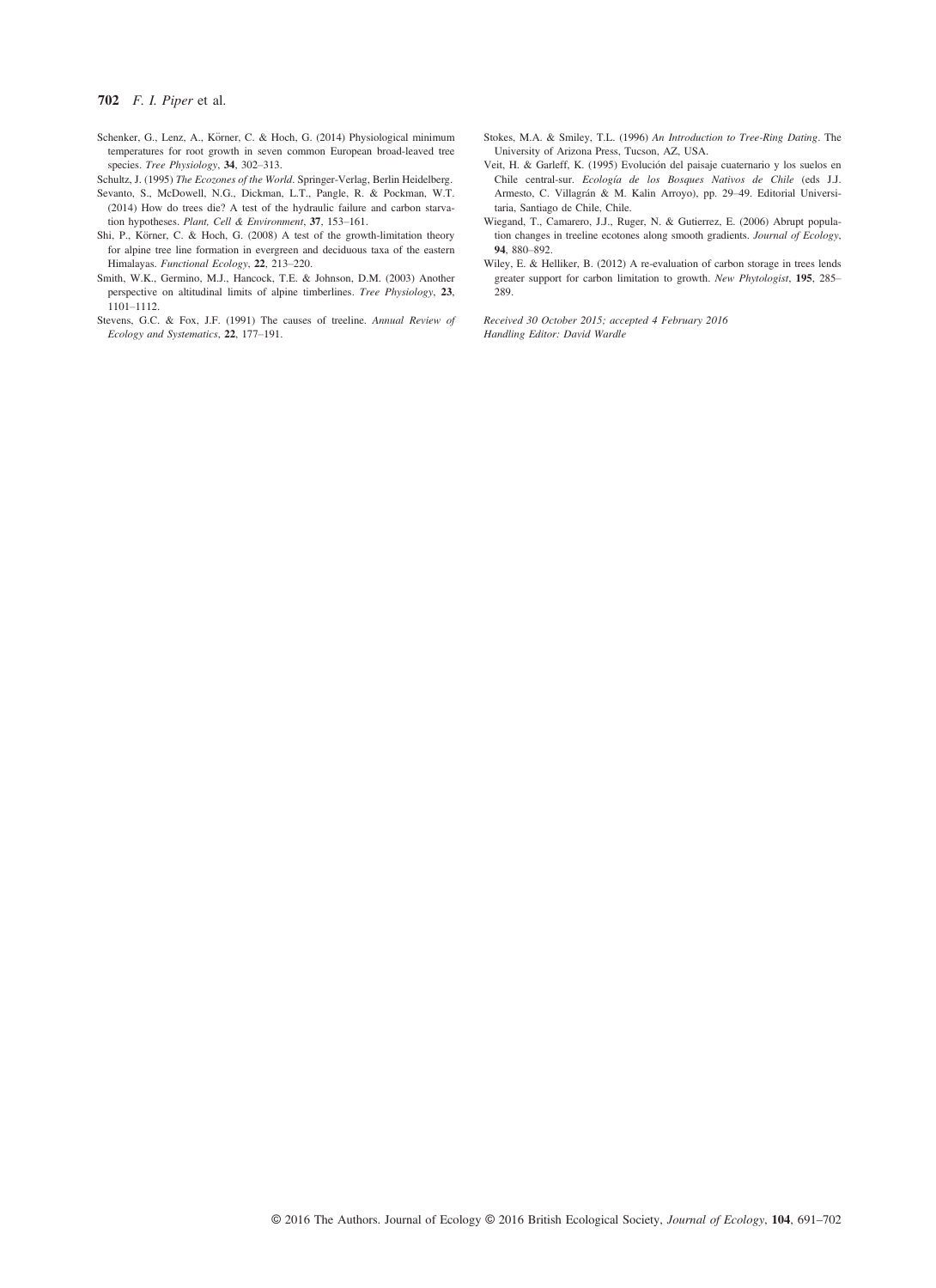Schenker, G., Lenz, A., Körner, C. & Hoch, G. (2014) Physiological minimum temperatures for root growth in seven common European broad-leaved tree species. *Tree Physiology*, **34**, 302–313.

Schultz, J. (1995) *The Ecozones of the World*. Springer-Verlag, Berlin Heidelberg.

Sevanto, S., McDowell, N.G., Dickman, L.T., Pangle, R. & Pockman, W.T. (2014) How do trees die? A test of the hydraulic failure and carbon starvation hypotheses. *Plant, Cell & Environment*, **37**, 153–161.

Shi, P., Körner, C. & Hoch, G. (2008) A test of the growth-limitation theory for alpine tree line formation in evergreen and deciduous taxa of the eastern Himalayas. *Functional Ecology*, **22**, 213–220.

Smith, W.K., Germino, M.J., Hancock, T.E. & Johnson, D.M. (2003) Another perspective on altitudinal limits of alpine timberlines. *Tree Physiology*, **23**, 1101–1112.

Stevens, G.C. & Fox, J.F. (1991) The causes of treeline. *Annual Review of Ecology and Systematics*, **22**, 177–191.

Stokes, M.A. & Smiley, T.L. (1996) *An Introduction to Tree-Ring Dating*. The University of Arizona Press, Tucson, AZ, USA.

Veit, H. & Garleff, K. (1995) Evolución del paisaje cuaternario y los suelos en Chile central-sur. *Ecología de los Bosques Nativos de Chile* (eds J.J. Armesto, C. Villagrán & M. Kalin Arroyo), pp. 29–49. Editorial Universitaria, Santiago de Chile, Chile.

Wiegand, T., Camarero, J.J., Ruger, N. & Gutierrez, E. (2006) Abrupt population changes in treeline ecotones along smooth gradients. *Journal of Ecology*, **94**, 880–892.

Wiley, E. & Helliker, B. (2012) A re-evaluation of carbon storage in trees lends greater support for carbon limitation to growth. *New Phytologist*, **195**, 285–289.

*Received 30 October 2015; accepted 4 February 2016*
*Handling Editor: David Wardle*